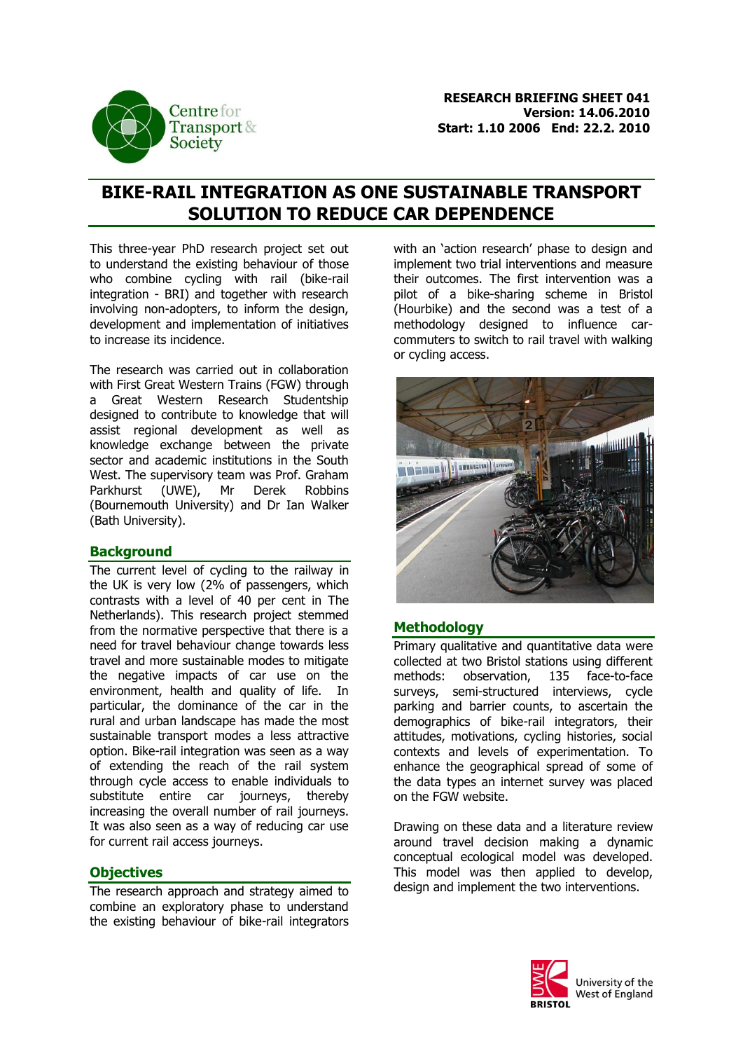**RESEARCH BRIEFING SHEET 041**
**Version: 14.06.2010**
**Start: 1.10 2006 End: 22.2. 2010**

# BIKE-RAIL INTEGRATION AS ONE SUSTAINABLE TRANSPORT SOLUTION TO REDUCE CAR DEPENDENCE

This three-year PhD research project set out to understand the existing behaviour of those who combine cycling with rail (bike-rail integration - BRI) and together with research involving non-adopters, to inform the design, development and implementation of initiatives to increase its incidence.

The research was carried out in collaboration with First Great Western Trains (FGW) through a Great Western Research Studentship designed to contribute to knowledge that will assist regional development as well as knowledge exchange between the private sector and academic institutions in the South West. The supervisory team was Prof. Graham Parkhurst (UWE), Mr Derek Robbins (Bournemouth University) and Dr Ian Walker (Bath University).

## Background

The current level of cycling to the railway in the UK is very low (2% of passengers, which contrasts with a level of 40 per cent in The Netherlands). This research project stemmed from the normative perspective that there is a need for travel behaviour change towards less travel and more sustainable modes to mitigate the negative impacts of car use on the environment, health and quality of life. In particular, the dominance of the car in the rural and urban landscape has made the most sustainable transport modes a less attractive option. Bike-rail integration was seen as a way of extending the reach of the rail system through cycle access to enable individuals to substitute entire car journeys, thereby increasing the overall number of rail journeys. It was also seen as a way of reducing car use for current rail access journeys.

## Objectives

The research approach and strategy aimed to combine an exploratory phase to understand the existing behaviour of bike-rail integrators with an 'action research' phase to design and implement two trial interventions and measure their outcomes. The first intervention was a pilot of a bike-sharing scheme in Bristol (Hourbike) and the second was a test of a methodology designed to influence car-commuters to switch to rail travel with walking or cycling access.

## Methodology

Primary qualitative and quantitative data were collected at two Bristol stations using different methods: observation, 135 face-to-face surveys, semi-structured interviews, cycle parking and barrier counts, to ascertain the demographics of bike-rail integrators, their attitudes, motivations, cycling histories, social contexts and levels of experimentation. To enhance the geographical spread of some of the data types an internet survey was placed on the FGW website.

Drawing on these data and a literature review around travel decision making a dynamic conceptual ecological model was developed. This model was then applied to develop, design and implement the two interventions.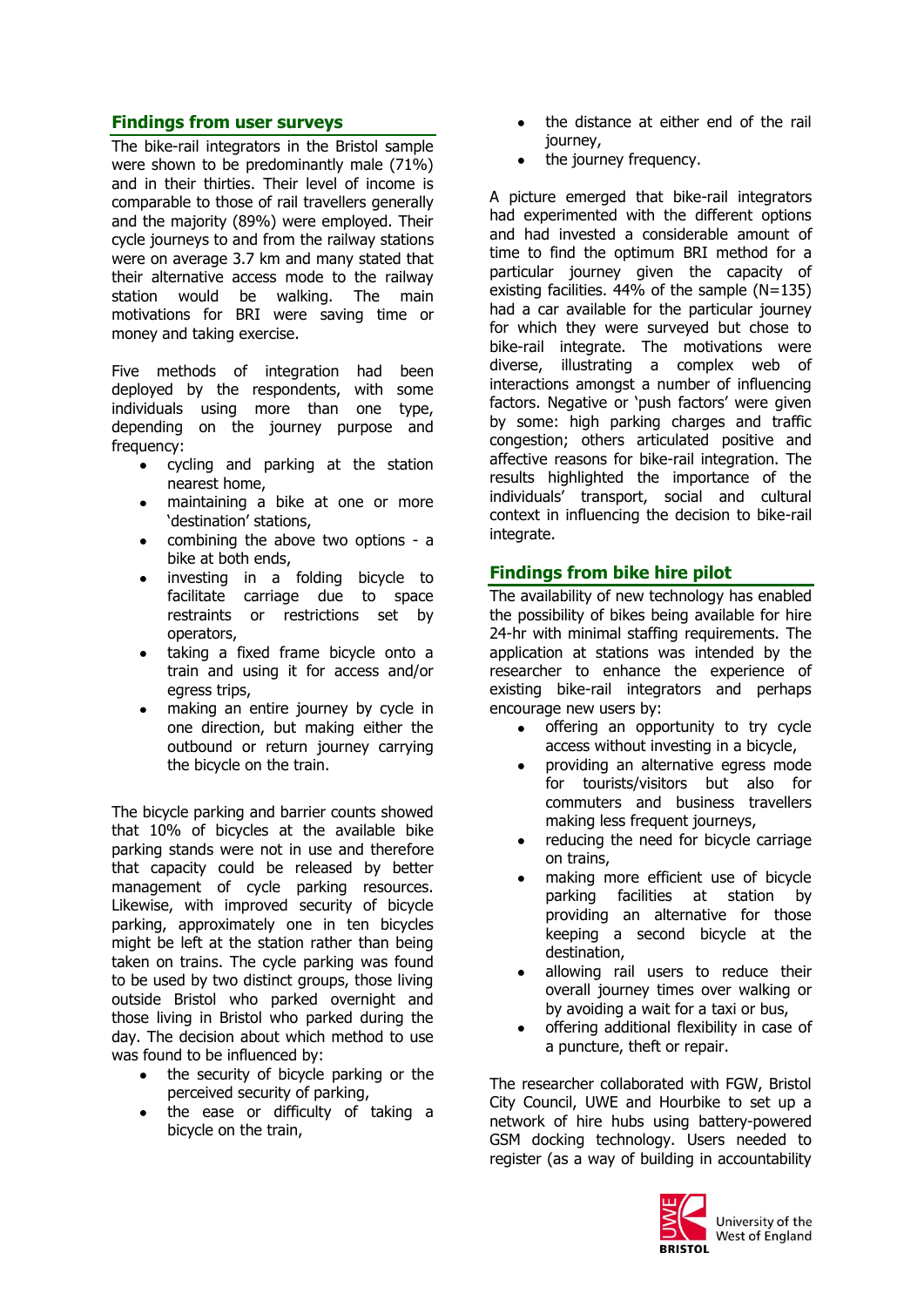## Findings from user surveys

The bike-rail integrators in the Bristol sample were shown to be predominantly male (71%) and in their thirties. Their level of income is comparable to those of rail travellers generally and the majority (89%) were employed. Their cycle journeys to and from the railway stations were on average 3.7 km and many stated that their alternative access mode to the railway station would be walking. The main motivations for BRI were saving time or money and taking exercise.

Five methods of integration had been deployed by the respondents, with some individuals using more than one type, depending on the journey purpose and frequency:

- cycling and parking at the station nearest home,
- maintaining a bike at one or more 'destination' stations,
- combining the above two options - a bike at both ends,
- investing in a folding bicycle to facilitate carriage due to space restraints or restrictions set by operators,
- taking a fixed frame bicycle onto a train and using it for access and/or egress trips,
- making an entire journey by cycle in one direction, but making either the outbound or return journey carrying the bicycle on the train.

The bicycle parking and barrier counts showed that 10% of bicycles at the available bike parking stands were not in use and therefore that capacity could be released by better management of cycle parking resources. Likewise, with improved security of bicycle parking, approximately one in ten bicycles might be left at the station rather than being taken on trains. The cycle parking was found to be used by two distinct groups, those living outside Bristol who parked overnight and those living in Bristol who parked during the day. The decision about which method to use was found to be influenced by:

- the security of bicycle parking or the perceived security of parking,
- the ease or difficulty of taking a bicycle on the train,
- the distance at either end of the rail journey,
- the journey frequency.

A picture emerged that bike-rail integrators had experimented with the different options and had invested a considerable amount of time to find the optimum BRI method for a particular journey given the capacity of existing facilities. 44% of the sample (N=135) had a car available for the particular journey for which they were surveyed but chose to bike-rail integrate. The motivations were diverse, illustrating a complex web of interactions amongst a number of influencing factors. Negative or 'push factors' were given by some: high parking charges and traffic congestion; others articulated positive and affective reasons for bike-rail integration. The results highlighted the importance of the individuals' transport, social and cultural context in influencing the decision to bike-rail integrate.

## Findings from bike hire pilot

The availability of new technology has enabled the possibility of bikes being available for hire 24-hr with minimal staffing requirements. The application at stations was intended by the researcher to enhance the experience of existing bike-rail integrators and perhaps encourage new users by:

- offering an opportunity to try cycle access without investing in a bicycle,
- providing an alternative egress mode for tourists/visitors but also for commuters and business travellers making less frequent journeys,
- reducing the need for bicycle carriage on trains,
- making more efficient use of bicycle parking facilities at station by providing an alternative for those keeping a second bicycle at the destination,
- allowing rail users to reduce their overall journey times over walking or by avoiding a wait for a taxi or bus,
- offering additional flexibility in case of a puncture, theft or repair.

The researcher collaborated with FGW, Bristol City Council, UWE and Hourbike to set up a network of hire hubs using battery-powered GSM docking technology. Users needed to register (as a way of building in accountability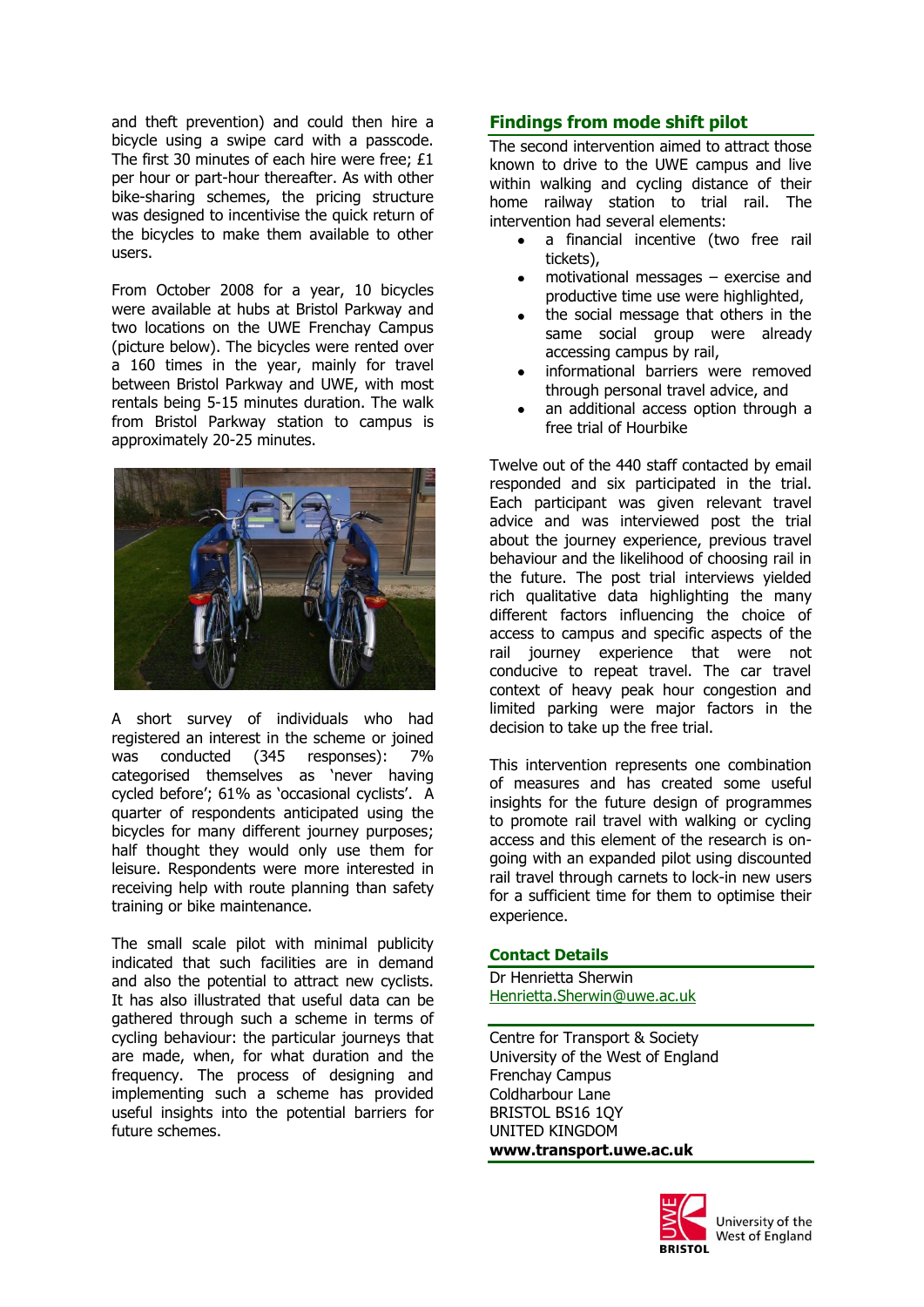and theft prevention) and could then hire a bicycle using a swipe card with a passcode. The first 30 minutes of each hire were free; £1 per hour or part-hour thereafter. As with other bike-sharing schemes, the pricing structure was designed to incentivise the quick return of the bicycles to make them available to other users.

From October 2008 for a year, 10 bicycles were available at hubs at Bristol Parkway and two locations on the UWE Frenchay Campus (picture below). The bicycles were rented over a 160 times in the year, mainly for travel between Bristol Parkway and UWE, with most rentals being 5-15 minutes duration. The walk from Bristol Parkway station to campus is approximately 20-25 minutes.

A short survey of individuals who had registered an interest in the scheme or joined was conducted (345 responses): 7% categorised themselves as 'never having cycled before'; 61% as 'occasional cyclists'. A quarter of respondents anticipated using the bicycles for many different journey purposes; half thought they would only use them for leisure. Respondents were more interested in receiving help with route planning than safety training or bike maintenance.

The small scale pilot with minimal publicity indicated that such facilities are in demand and also the potential to attract new cyclists. It has also illustrated that useful data can be gathered through such a scheme in terms of cycling behaviour: the particular journeys that are made, when, for what duration and the frequency. The process of designing and implementing such a scheme has provided useful insights into the potential barriers for future schemes.

## Findings from mode shift pilot

The second intervention aimed to attract those known to drive to the UWE campus and live within walking and cycling distance of their home railway station to trial rail. The intervention had several elements:

- a financial incentive (two free rail tickets),
- motivational messages – exercise and productive time use were highlighted,
- the social message that others in the same social group were already accessing campus by rail,
- informational barriers were removed through personal travel advice, and
- an additional access option through a free trial of Hourbike

Twelve out of the 440 staff contacted by email responded and six participated in the trial. Each participant was given relevant travel advice and was interviewed post the trial about the journey experience, previous travel behaviour and the likelihood of choosing rail in the future. The post trial interviews yielded rich qualitative data highlighting the many different factors influencing the choice of access to campus and specific aspects of the rail journey experience that were not conducive to repeat travel. The car travel context of heavy peak hour congestion and limited parking were major factors in the decision to take up the free trial.

This intervention represents one combination of measures and has created some useful insights for the future design of programmes to promote rail travel with walking or cycling access and this element of the research is on-going with an expanded pilot using discounted rail travel through carnets to lock-in new users for a sufficient time for them to optimise their experience.

## Contact Details

Dr Henrietta Sherwin
Henrietta.Sherwin@uwe.ac.uk

Centre for Transport & Society
University of the West of England
Frenchay Campus
Coldharbour Lane
BRISTOL BS16 1QY
UNITED KINGDOM
**www.transport.uwe.ac.uk**

UWE BRISTOL University of the West of England